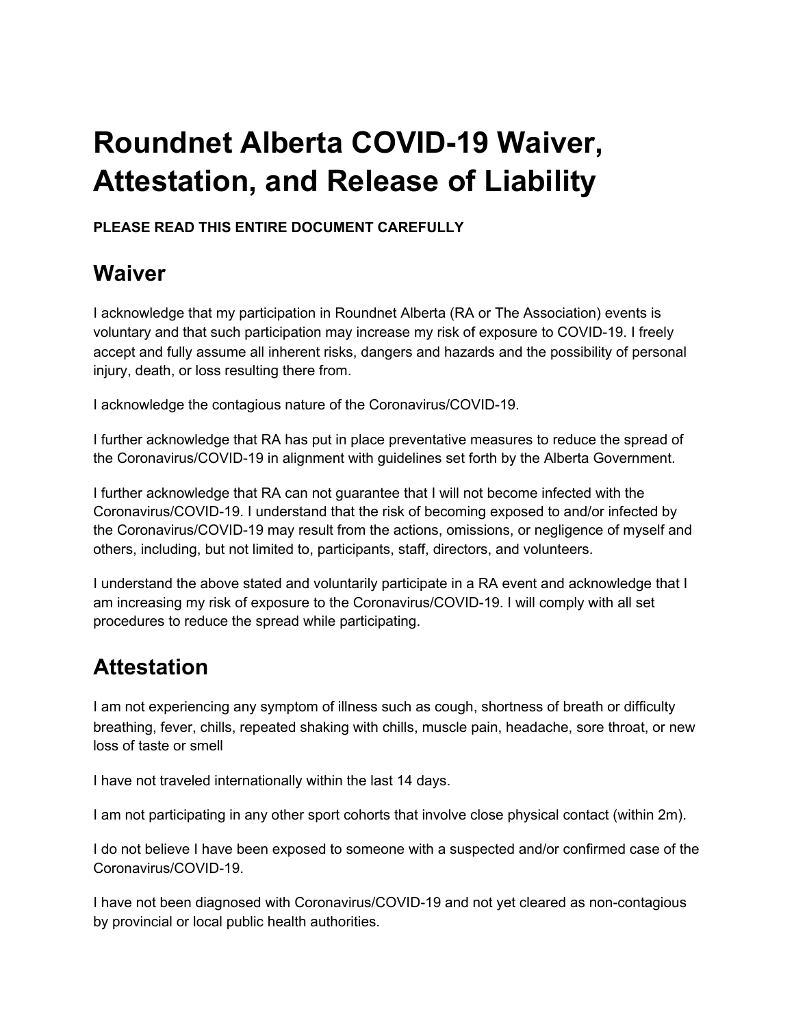# Roundnet Alberta COVID-19 Waiver, Attestation, and Release of Liability

**PLEASE READ THIS ENTIRE DOCUMENT CAREFULLY**

## Waiver

I acknowledge that my participation in Roundnet Alberta (RA or The Association) events is voluntary and that such participation may increase my risk of exposure to COVID-19. I freely accept and fully assume all inherent risks, dangers and hazards and the possibility of personal injury, death, or loss resulting there from.

I acknowledge the contagious nature of the Coronavirus/COVID-19.

I further acknowledge that RA has put in place preventative measures to reduce the spread of the Coronavirus/COVID-19 in alignment with guidelines set forth by the Alberta Government.

I further acknowledge that RA can not guarantee that I will not become infected with the Coronavirus/COVID-19. I understand that the risk of becoming exposed to and/or infected by the Coronavirus/COVID-19 may result from the actions, omissions, or negligence of myself and others, including, but not limited to, participants, staff, directors, and volunteers.

I understand the above stated and voluntarily participate in a RA event and acknowledge that I am increasing my risk of exposure to the Coronavirus/COVID-19. I will comply with all set procedures to reduce the spread while participating.

## Attestation

I am not experiencing any symptom of illness such as cough, shortness of breath or difficulty breathing, fever, chills, repeated shaking with chills, muscle pain, headache, sore throat, or new loss of taste or smell

I have not traveled internationally within the last 14 days.

I am not participating in any other sport cohorts that involve close physical contact (within 2m).

I do not believe I have been exposed to someone with a suspected and/or confirmed case of the Coronavirus/COVID-19.

I have not been diagnosed with Coronavirus/COVID-19 and not yet cleared as non-contagious by provincial or local public health authorities.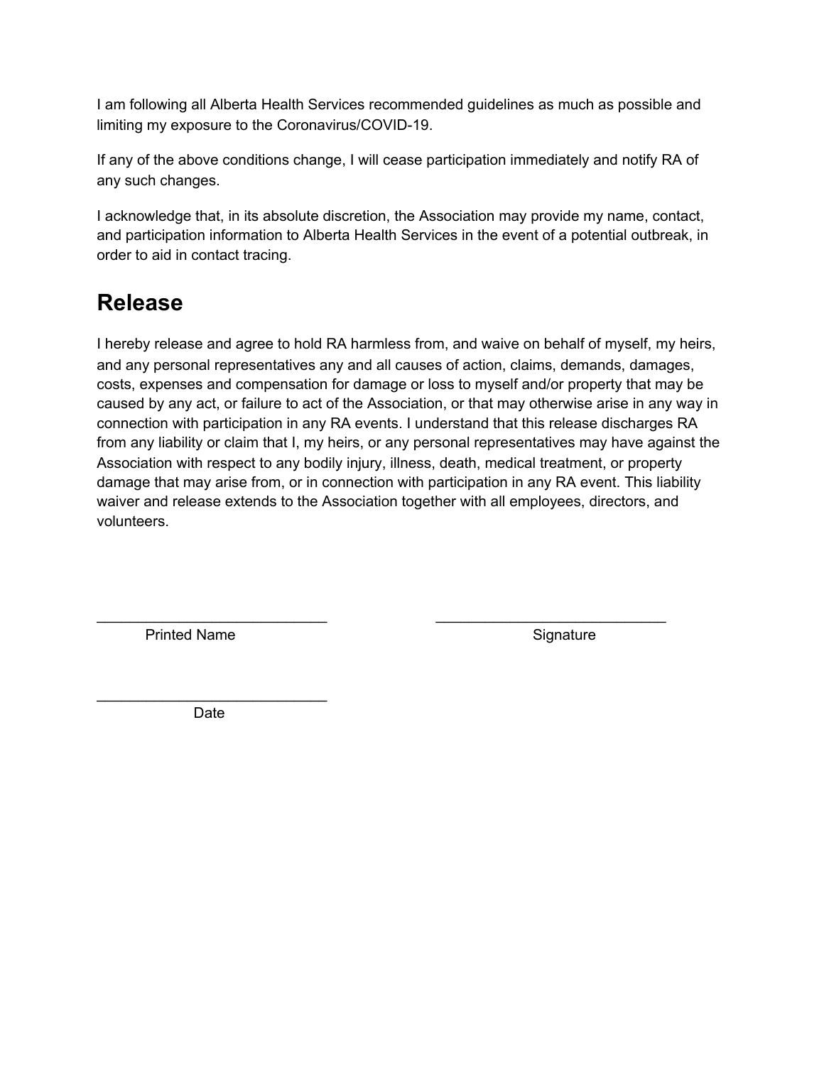I am following all Alberta Health Services recommended guidelines as much as possible and limiting my exposure to the Coronavirus/COVID-19.

If any of the above conditions change, I will cease participation immediately and notify RA of any such changes.

I acknowledge that, in its absolute discretion, the Association may provide my name, contact, and participation information to Alberta Health Services in the event of a potential outbreak, in order to aid in contact tracing.

## Release

I hereby release and agree to hold RA harmless from, and waive on behalf of myself, my heirs, and any personal representatives any and all causes of action, claims, demands, damages, costs, expenses and compensation for damage or loss to myself and/or property that may be caused by any act, or failure to act of the Association, or that may otherwise arise in any way in connection with participation in any RA events. I understand that this release discharges RA from any liability or claim that I, my heirs, or any personal representatives may have against the Association with respect to any bodily injury, illness, death, medical treatment, or property damage that may arise from, or in connection with participation in any RA event. This liability waiver and release extends to the Association together with all employees, directors, and volunteers.

\_\_\_\_\_\_\_\_\_\_\_\_\_\_\_\_\_\_\_\_\_\_\_\_\_\_\_\_\_\_ Printed Name

\_\_\_\_\_\_\_\_\_\_\_\_\_\_\_\_\_\_\_\_\_\_\_\_\_\_\_\_\_\_ Signature

\_\_\_\_\_\_\_\_\_\_\_\_\_\_\_\_\_\_\_\_\_\_\_\_\_\_\_\_\_\_ Date